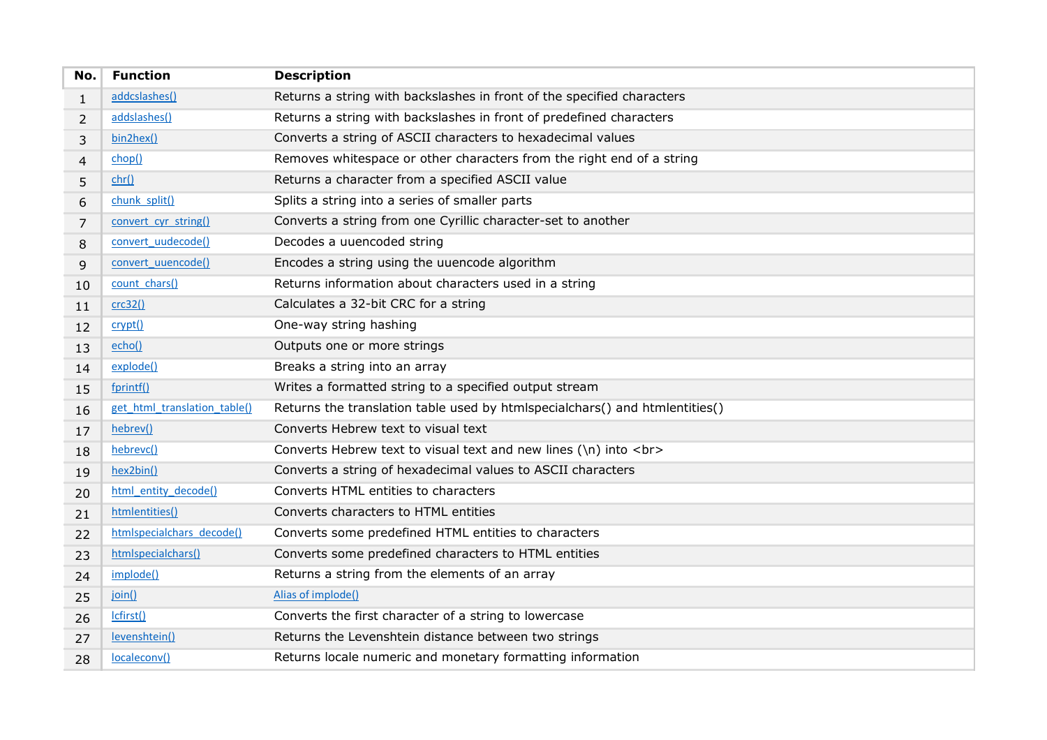| No. | Function | Description |
|---|---|---|
| 1 | addcslashes() | Returns a string with backslashes in front of the specified characters |
| 2 | addslashes() | Returns a string with backslashes in front of predefined characters |
| 3 | bin2hex() | Converts a string of ASCII characters to hexadecimal values |
| 4 | chop() | Removes whitespace or other characters from the right end of a string |
| 5 | chr() | Returns a character from a specified ASCII value |
| 6 | chunk_split() | Splits a string into a series of smaller parts |
| 7 | convert_cyr_string() | Converts a string from one Cyrillic character-set to another |
| 8 | convert_uudecode() | Decodes a uuencoded string |
| 9 | convert_uuencode() | Encodes a string using the uuencode algorithm |
| 10 | count_chars() | Returns information about characters used in a string |
| 11 | crc32() | Calculates a 32-bit CRC for a string |
| 12 | crypt() | One-way string hashing |
| 13 | echo() | Outputs one or more strings |
| 14 | explode() | Breaks a string into an array |
| 15 | fprintf() | Writes a formatted string to a specified output stream |
| 16 | get_html_translation_table() | Returns the translation table used by htmlspecialchars() and htmlentities() |
| 17 | hebrev() | Converts Hebrew text to visual text |
| 18 | hebrevc() | Converts Hebrew text to visual text and new lines (\n) into <br> |
| 19 | hex2bin() | Converts a string of hexadecimal values to ASCII characters |
| 20 | html_entity_decode() | Converts HTML entities to characters |
| 21 | htmlentities() | Converts characters to HTML entities |
| 22 | htmlspecialchars_decode() | Converts some predefined HTML entities to characters |
| 23 | htmlspecialchars() | Converts some predefined characters to HTML entities |
| 24 | implode() | Returns a string from the elements of an array |
| 25 | join() | Alias of implode() |
| 26 | lcfirst() | Converts the first character of a string to lowercase |
| 27 | levenshtein() | Returns the Levenshtein distance between two strings |
| 28 | localeconv() | Returns locale numeric and monetary formatting information |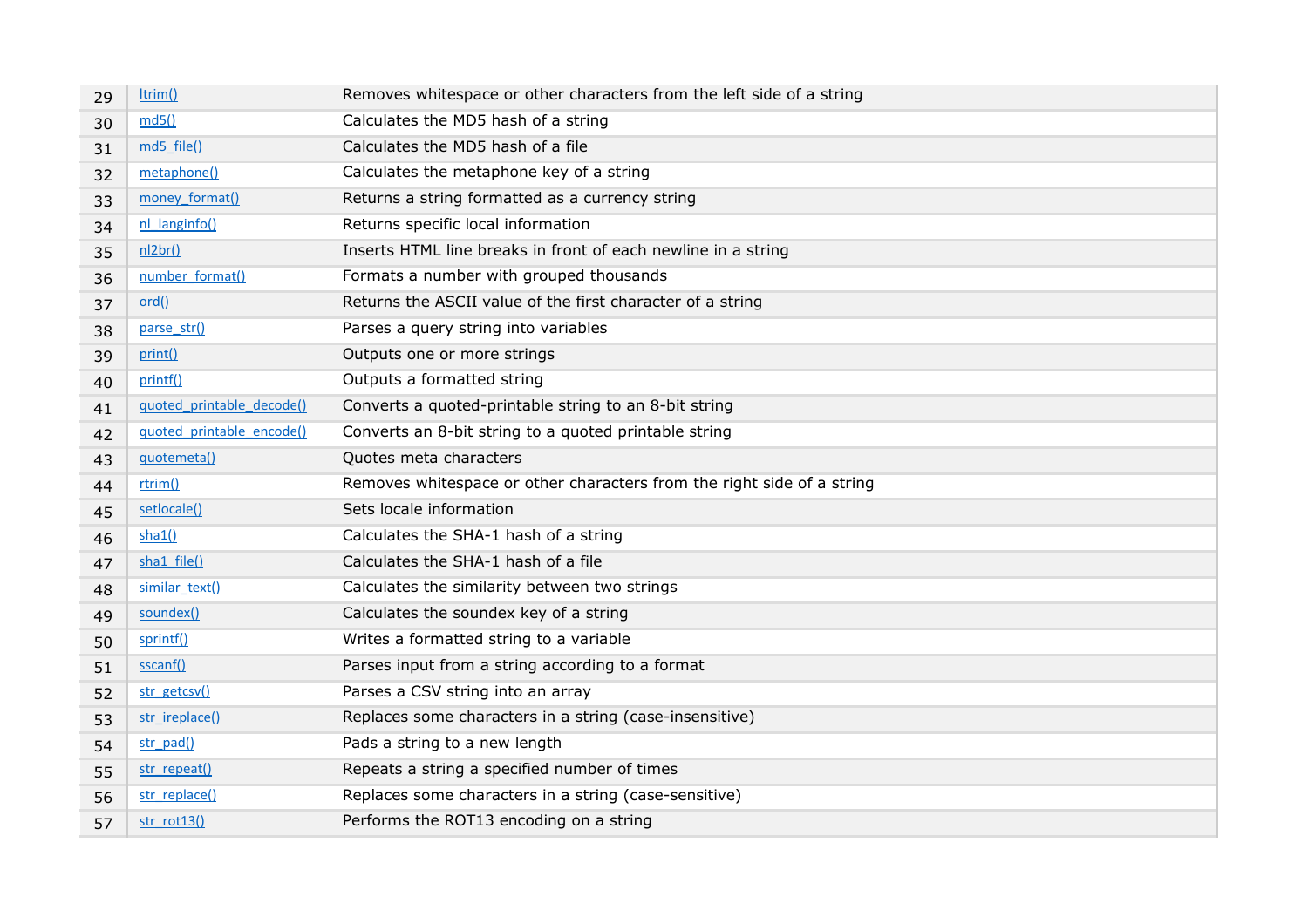| 29 | ltrim() | Removes whitespace or other characters from the left side of a string |
|---|---|---|
| 30 | md5() | Calculates the MD5 hash of a string |
| 31 | md5_file() | Calculates the MD5 hash of a file |
| 32 | metaphone() | Calculates the metaphone key of a string |
| 33 | money_format() | Returns a string formatted as a currency string |
| 34 | nl_langinfo() | Returns specific local information |
| 35 | nl2br() | Inserts HTML line breaks in front of each newline in a string |
| 36 | number_format() | Formats a number with grouped thousands |
| 37 | ord() | Returns the ASCII value of the first character of a string |
| 38 | parse_str() | Parses a query string into variables |
| 39 | print() | Outputs one or more strings |
| 40 | printf() | Outputs a formatted string |
| 41 | quoted_printable_decode() | Converts a quoted-printable string to an 8-bit string |
| 42 | quoted_printable_encode() | Converts an 8-bit string to a quoted printable string |
| 43 | quotemeta() | Quotes meta characters |
| 44 | rtrim() | Removes whitespace or other characters from the right side of a string |
| 45 | setlocale() | Sets locale information |
| 46 | sha1() | Calculates the SHA-1 hash of a string |
| 47 | sha1_file() | Calculates the SHA-1 hash of a file |
| 48 | similar_text() | Calculates the similarity between two strings |
| 49 | soundex() | Calculates the soundex key of a string |
| 50 | sprintf() | Writes a formatted string to a variable |
| 51 | sscanf() | Parses input from a string according to a format |
| 52 | str_getcsv() | Parses a CSV string into an array |
| 53 | str_ireplace() | Replaces some characters in a string (case-insensitive) |
| 54 | str_pad() | Pads a string to a new length |
| 55 | str_repeat() | Repeats a string a specified number of times |
| 56 | str_replace() | Replaces some characters in a string (case-sensitive) |
| 57 | str_rot13() | Performs the ROT13 encoding on a string |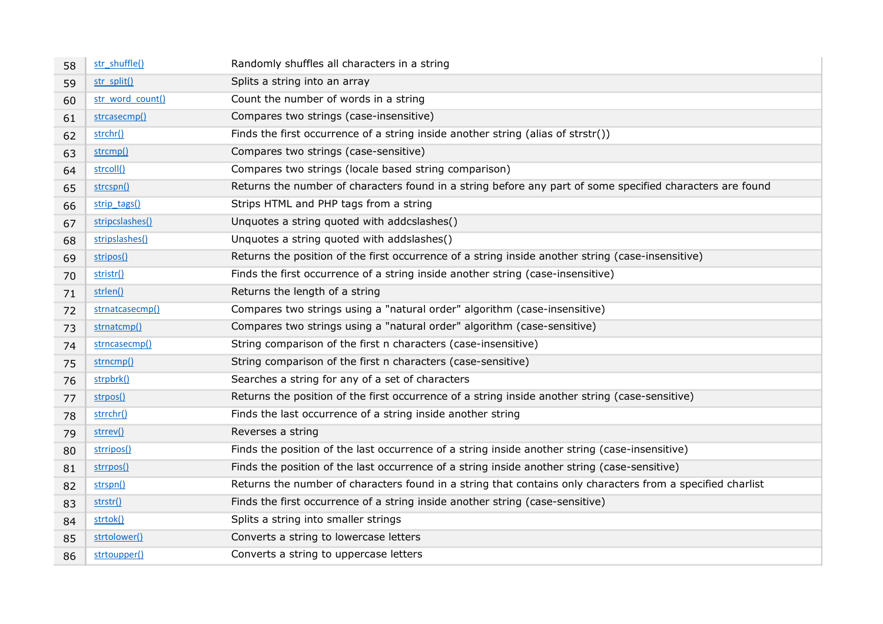| | | |
|---|---|---|
| 58 | str_shuffle() | Randomly shuffles all characters in a string |
| 59 | str_split() | Splits a string into an array |
| 60 | str_word_count() | Count the number of words in a string |
| 61 | strcasecmp() | Compares two strings (case-insensitive) |
| 62 | strchr() | Finds the first occurrence of a string inside another string (alias of strstr()) |
| 63 | strcmp() | Compares two strings (case-sensitive) |
| 64 | strcoll() | Compares two strings (locale based string comparison) |
| 65 | strcspn() | Returns the number of characters found in a string before any part of some specified characters are found |
| 66 | strip_tags() | Strips HTML and PHP tags from a string |
| 67 | stripcslashes() | Unquotes a string quoted with addcslashes() |
| 68 | stripslashes() | Unquotes a string quoted with addslashes() |
| 69 | stripos() | Returns the position of the first occurrence of a string inside another string (case-insensitive) |
| 70 | stristr() | Finds the first occurrence of a string inside another string (case-insensitive) |
| 71 | strlen() | Returns the length of a string |
| 72 | strnatcasecmp() | Compares two strings using a "natural order" algorithm (case-insensitive) |
| 73 | strnatcmp() | Compares two strings using a "natural order" algorithm (case-sensitive) |
| 74 | strncasecmp() | String comparison of the first n characters (case-insensitive) |
| 75 | strncmp() | String comparison of the first n characters (case-sensitive) |
| 76 | strpbrk() | Searches a string for any of a set of characters |
| 77 | strpos() | Returns the position of the first occurrence of a string inside another string (case-sensitive) |
| 78 | strrchr() | Finds the last occurrence of a string inside another string |
| 79 | strrev() | Reverses a string |
| 80 | strripos() | Finds the position of the last occurrence of a string inside another string (case-insensitive) |
| 81 | strrpos() | Finds the position of the last occurrence of a string inside another string (case-sensitive) |
| 82 | strspn() | Returns the number of characters found in a string that contains only characters from a specified charlist |
| 83 | strstr() | Finds the first occurrence of a string inside another string (case-sensitive) |
| 84 | strtok() | Splits a string into smaller strings |
| 85 | strtolower() | Converts a string to lowercase letters |
| 86 | strtoupper() | Converts a string to uppercase letters |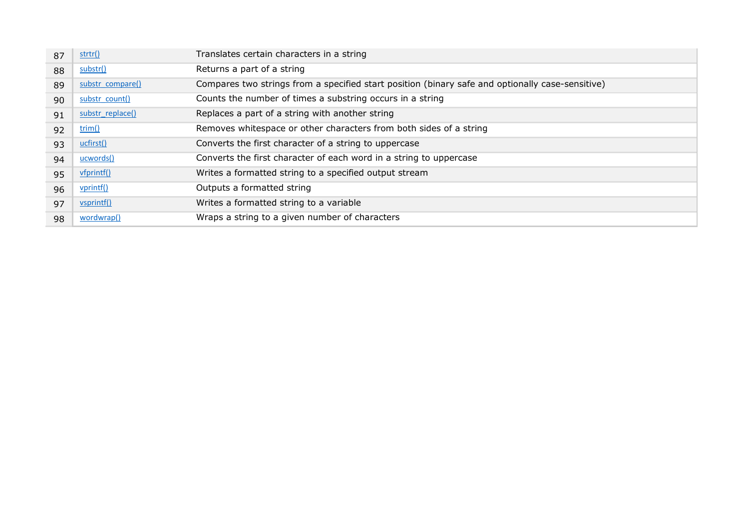| | | |
|---|---|---|
| 87 | strtr() | Translates certain characters in a string |
| 88 | substr() | Returns a part of a string |
| 89 | substr_compare() | Compares two strings from a specified start position (binary safe and optionally case-sensitive) |
| 90 | substr_count() | Counts the number of times a substring occurs in a string |
| 91 | substr_replace() | Replaces a part of a string with another string |
| 92 | trim() | Removes whitespace or other characters from both sides of a string |
| 93 | ucfirst() | Converts the first character of a string to uppercase |
| 94 | ucwords() | Converts the first character of each word in a string to uppercase |
| 95 | vfprintf() | Writes a formatted string to a specified output stream |
| 96 | vprintf() | Outputs a formatted string |
| 97 | vsprintf() | Writes a formatted string to a variable |
| 98 | wordwrap() | Wraps a string to a given number of characters |